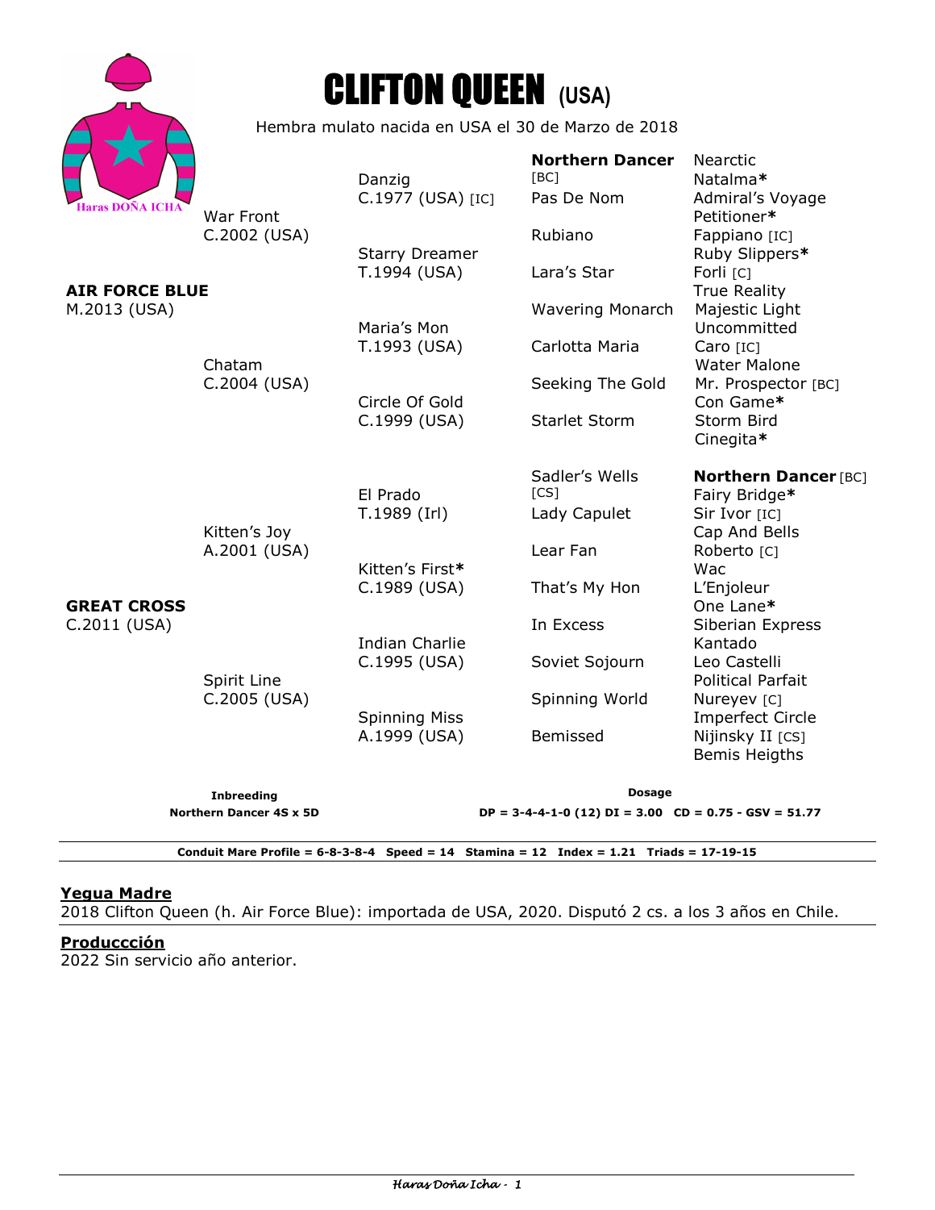# CLIFTON QUEEN (USA)

Hembra mulato nacida en USA el 30 de Marzo de 2018

Haras DOÑA ICHA

| | | | | |
|---|---|---|---|---|
| **AIR FORCE BLUE** M.2013 (USA) | War Front C.2002 (USA) | Danzig C.1977 (USA) [IC] | **Northern Dancer** [BC] | Nearctic |
| | | | | Natalma* |
| | | | Pas De Nom | Admiral's Voyage |
| | | | | Petitioner* |
| | | Starry Dreamer T.1994 (USA) | Rubiano | Fappiano [IC] |
| | | | | Ruby Slippers* |
| | | | Lara's Star | Forli [C] |
| | | | | True Reality |
| | Chatam C.2004 (USA) | Maria's Mon T.1993 (USA) | Wavering Monarch | Majestic Light |
| | | | | Uncommitted |
| | | | Carlotta Maria | Caro [IC] |
| | | | | Water Malone |
| | | Circle Of Gold C.1999 (USA) | Seeking The Gold | Mr. Prospector [BC] |
| | | | | Con Game* |
| | | | Starlet Storm | Storm Bird |
| | | | | Cinegita* |
| **GREAT CROSS** C.2011 (USA) | Kitten's Joy A.2001 (USA) | El Prado T.1989 (Irl) | Sadler's Wells [CS] | **Northern Dancer** [BC] |
| | | | | Fairy Bridge* |
| | | | Lady Capulet | Sir Ivor [IC] |
| | | | | Cap And Bells |
| | | Kitten's First* C.1989 (USA) | Lear Fan | Roberto [C] |
| | | | | Wac |
| | | | That's My Hon | L'Enjoleur |
| | | | | One Lane* |
| | Spirit Line C.2005 (USA) | Indian Charlie C.1995 (USA) | In Excess | Siberian Express |
| | | | | Kantado |
| | | | Soviet Sojourn | Leo Castelli |
| | | | | Political Parfait |
| | | Spinning Miss A.1999 (USA) | Spinning World | Nureyev [C] |
| | | | | Imperfect Circle |
| | | | Bemissed | Nijinsky II [CS] |
| | | | | Bemis Heigths |

**Inbreeding**
**Northern Dancer 4S x 5D**

**Dosage**
**DP = 3-4-4-1-0 (12) DI = 3.00 CD = 0.75 - GSV = 51.77**

**Conduit Mare Profile = 6-8-3-8-4 Speed = 14 Stamina = 12 Index = 1.21 Triads = 17-19-15**

## Yegua Madre

2018 Clifton Queen (h. Air Force Blue): importada de USA, 2020. Disputó 2 cs. a los 3 años en Chile.

## Producción

2022 Sin servicio año anterior.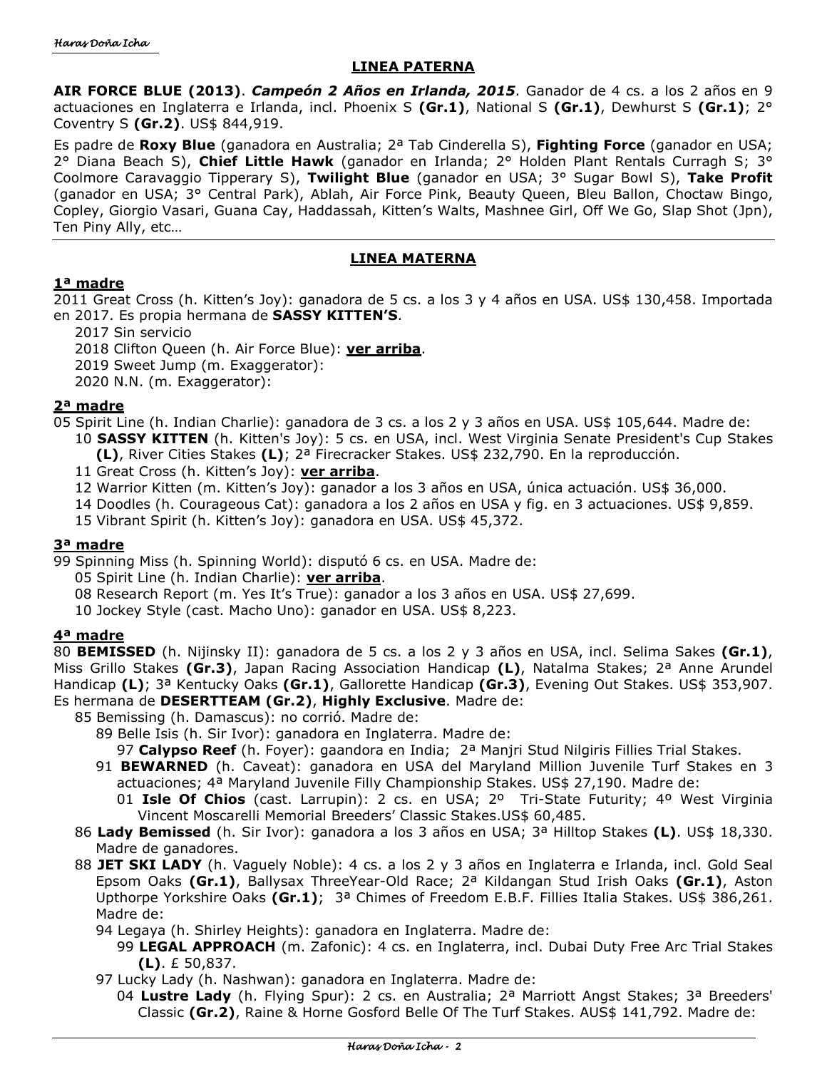## LINEA PATERNA

**AIR FORCE BLUE (2013)**. ***Campeón 2 Años en Irlanda, 2015***. Ganador de 4 cs. a los 2 años en 9 actuaciones en Inglaterra e Irlanda, incl. Phoenix S **(Gr.1)**, National S **(Gr.1)**, Dewhurst S **(Gr.1)**; 2° Coventry S **(Gr.2)**. US$ 844,919.

Es padre de **Roxy Blue** (ganadora en Australia; 2ª Tab Cinderella S), **Fighting Force** (ganador en USA; 2° Diana Beach S), **Chief Little Hawk** (ganador en Irlanda; 2° Holden Plant Rentals Curragh S; 3° Coolmore Caravaggio Tipperary S), **Twilight Blue** (ganador en USA; 3° Sugar Bowl S), **Take Profit** (ganador en USA; 3° Central Park), Ablah, Air Force Pink, Beauty Queen, Bleu Ballon, Choctaw Bingo, Copley, Giorgio Vasari, Guana Cay, Haddassah, Kitten's Walts, Mashnee Girl, Off We Go, Slap Shot (Jpn), Ten Piny Ally, etc…

## LINEA MATERNA

### 1ª madre

2011 Great Cross (h. Kitten's Joy): ganadora de 5 cs. a los 3 y 4 años en USA. US$ 130,458. Importada en 2017. Es propia hermana de **SASSY KITTEN'S**.

- 2017 Sin servicio
- 2018 Clifton Queen (h. Air Force Blue): **ver arriba**.
- 2019 Sweet Jump (m. Exaggerator):
- 2020 N.N. (m. Exaggerator):

### 2ª madre

05 Spirit Line (h. Indian Charlie): ganadora de 3 cs. a los 2 y 3 años en USA. US$ 105,644. Madre de:

- 10 **SASSY KITTEN** (h. Kitten's Joy): 5 cs. en USA, incl. West Virginia Senate President's Cup Stakes **(L)**, River Cities Stakes **(L)**; 2ª Firecracker Stakes. US$ 232,790. En la reproducción.
- 11 Great Cross (h. Kitten's Joy): **ver arriba**.
- 12 Warrior Kitten (m. Kitten's Joy): ganador a los 3 años en USA, única actuación. US$ 36,000.
- 14 Doodles (h. Courageous Cat): ganadora a los 2 años en USA y fig. en 3 actuaciones. US$ 9,859.
- 15 Vibrant Spirit (h. Kitten's Joy): ganadora en USA. US$ 45,372.

### 3ª madre

99 Spinning Miss (h. Spinning World): disputó 6 cs. en USA. Madre de:

- 05 Spirit Line (h. Indian Charlie): **ver arriba**.
- 08 Research Report (m. Yes It's True): ganador a los 3 años en USA. US$ 27,699.
- 10 Jockey Style (cast. Macho Uno): ganador en USA. US$ 8,223.

### 4ª madre

80 **BEMISSED** (h. Nijinsky II): ganadora de 5 cs. a los 2 y 3 años en USA, incl. Selima Sakes **(Gr.1)**, Miss Grillo Stakes **(Gr.3)**, Japan Racing Association Handicap **(L)**, Natalma Stakes; 2ª Anne Arundel Handicap **(L)**; 3ª Kentucky Oaks **(Gr.1)**, Gallorette Handicap **(Gr.3)**, Evening Out Stakes. US$ 353,907. Es hermana de **DESERTTEAM (Gr.2)**, **Highly Exclusive**. Madre de:

- 85 Bemissing (h. Damascus): no corrió. Madre de:
  - 89 Belle Isis (h. Sir Ivor): ganadora en Inglaterra. Madre de:
    - 97 **Calypso Reef** (h. Foyer): gaandora en India; 2ª Manjri Stud Nilgiris Fillies Trial Stakes.
  - 91 **BEWARNED** (h. Caveat): ganadora en USA del Maryland Million Juvenile Turf Stakes en 3 actuaciones; 4ª Maryland Juvenile Filly Championship Stakes. US$ 27,190. Madre de:
    - 01 **Isle Of Chios** (cast. Larrupin): 2 cs. en USA; 2º Tri-State Futurity; 4º West Virginia Vincent Moscarelli Memorial Breeders' Classic Stakes.US$ 60,485.
- 86 **Lady Bemissed** (h. Sir Ivor): ganadora a los 3 años en USA; 3ª Hilltop Stakes **(L)**. US$ 18,330. Madre de ganadores.
- 88 **JET SKI LADY** (h. Vaguely Noble): 4 cs. a los 2 y 3 años en Inglaterra e Irlanda, incl. Gold Seal Epsom Oaks **(Gr.1)**, Ballysax ThreeYear-Old Race; 2ª Kildangan Stud Irish Oaks **(Gr.1)**, Aston Upthorpe Yorkshire Oaks **(Gr.1)**; 3ª Chimes of Freedom E.B.F. Fillies Italia Stakes. US$ 386,261. Madre de:
  - 94 Legaya (h. Shirley Heights): ganadora en Inglaterra. Madre de:
    - 99 **LEGAL APPROACH** (m. Zafonic): 4 cs. en Inglaterra, incl. Dubai Duty Free Arc Trial Stakes **(L)**. £ 50,837.
  - 97 Lucky Lady (h. Nashwan): ganadora en Inglaterra. Madre de:
    - 04 **Lustre Lady** (h. Flying Spur): 2 cs. en Australia; 2ª Marriott Angst Stakes; 3ª Breeders' Classic **(Gr.2)**, Raine & Horne Gosford Belle Of The Turf Stakes. AUS$ 141,792. Madre de: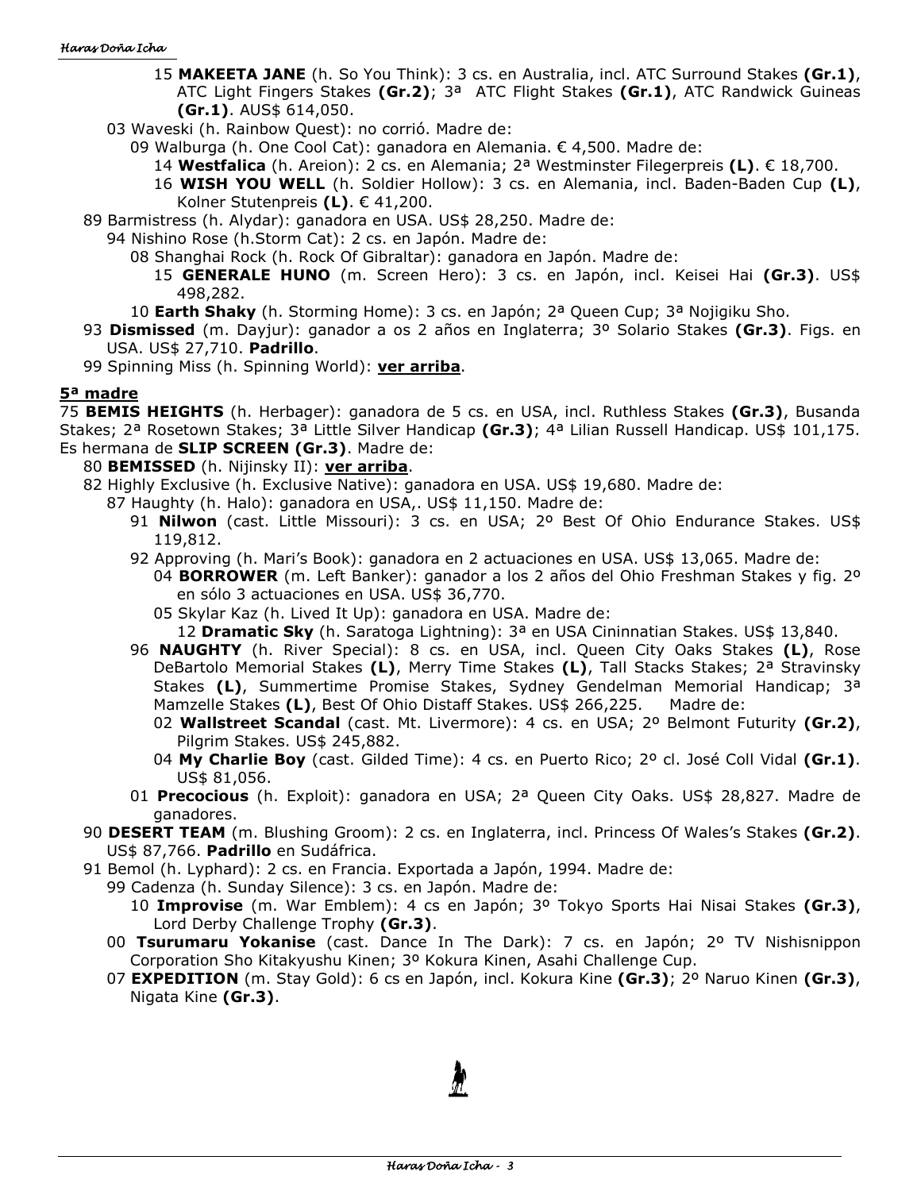15 **MAKEETA JANE** (h. So You Think): 3 cs. en Australia, incl. ATC Surround Stakes **(Gr.1)**, ATC Light Fingers Stakes **(Gr.2)**; 3ª ATC Flight Stakes **(Gr.1)**, ATC Randwick Guineas **(Gr.1)**. AUS$ 614,050.

03 Waveski (h. Rainbow Quest): no corrió. Madre de:

09 Walburga (h. One Cool Cat): ganadora en Alemania. € 4,500. Madre de:

14 **Westfalica** (h. Areion): 2 cs. en Alemania; 2ª Westminster Filegerpreis **(L)**. € 18,700.

16 **WISH YOU WELL** (h. Soldier Hollow): 3 cs. en Alemania, incl. Baden-Baden Cup **(L)**, Kolner Stutenpreis **(L)**. € 41,200.

89 Barmistress (h. Alydar): ganadora en USA. US$ 28,250. Madre de:

94 Nishino Rose (h.Storm Cat): 2 cs. en Japón. Madre de:

08 Shanghai Rock (h. Rock Of Gibraltar): ganadora en Japón. Madre de:

15 **GENERALE HUNO** (m. Screen Hero): 3 cs. en Japón, incl. Keisei Hai **(Gr.3)**. US$ 498,282.

10 **Earth Shaky** (h. Storming Home): 3 cs. en Japón; 2ª Queen Cup; 3ª Nojigiku Sho.

93 **Dismissed** (m. Dayjur): ganador a os 2 años en Inglaterra; 3º Solario Stakes **(Gr.3)**. Figs. en USA. US$ 27,710. **Padrillo**.

99 Spinning Miss (h. Spinning World): **ver arriba**.

## 5ª madre

75 **BEMIS HEIGHTS** (h. Herbager): ganadora de 5 cs. en USA, incl. Ruthless Stakes **(Gr.3)**, Busanda Stakes; 2ª Rosetown Stakes; 3ª Little Silver Handicap **(Gr.3)**; 4ª Lilian Russell Handicap. US$ 101,175. Es hermana de **SLIP SCREEN (Gr.3)**. Madre de:

80 **BEMISSED** (h. Nijinsky II): **ver arriba**.

82 Highly Exclusive (h. Exclusive Native): ganadora en USA. US$ 19,680. Madre de:

87 Haughty (h. Halo): ganadora en USA,. US$ 11,150. Madre de:

91 **Nilwon** (cast. Little Missouri): 3 cs. en USA; 2º Best Of Ohio Endurance Stakes. US$ 119,812.

92 Approving (h. Mari's Book): ganadora en 2 actuaciones en USA. US$ 13,065. Madre de:

04 **BORROWER** (m. Left Banker): ganador a los 2 años del Ohio Freshman Stakes y fig. 2º en sólo 3 actuaciones en USA. US$ 36,770.

05 Skylar Kaz (h. Lived It Up): ganadora en USA. Madre de:

12 **Dramatic Sky** (h. Saratoga Lightning): 3ª en USA Cininnatian Stakes. US$ 13,840.

96 **NAUGHTY** (h. River Special): 8 cs. en USA, incl. Queen City Oaks Stakes **(L)**, Rose DeBartolo Memorial Stakes **(L)**, Merry Time Stakes **(L)**, Tall Stacks Stakes; 2ª Stravinsky Stakes **(L)**, Summertime Promise Stakes, Sydney Gendelman Memorial Handicap; 3ª Mamzelle Stakes **(L)**, Best Of Ohio Distaff Stakes. US$ 266,225. Madre de:

02 **Wallstreet Scandal** (cast. Mt. Livermore): 4 cs. en USA; 2º Belmont Futurity **(Gr.2)**, Pilgrim Stakes. US$ 245,882.

04 **My Charlie Boy** (cast. Gilded Time): 4 cs. en Puerto Rico; 2º cl. José Coll Vidal **(Gr.1)**. US$ 81,056.

01 **Precocious** (h. Exploit): ganadora en USA; 2ª Queen City Oaks. US$ 28,827. Madre de ganadores.

90 **DESERT TEAM** (m. Blushing Groom): 2 cs. en Inglaterra, incl. Princess Of Wales's Stakes **(Gr.2)**. US$ 87,766. **Padrillo** en Sudáfrica.

91 Bemol (h. Lyphard): 2 cs. en Francia. Exportada a Japón, 1994. Madre de:

99 Cadenza (h. Sunday Silence): 3 cs. en Japón. Madre de:

10 **Improvise** (m. War Emblem): 4 cs en Japón; 3º Tokyo Sports Hai Nisai Stakes **(Gr.3)**, Lord Derby Challenge Trophy **(Gr.3)**.

00 **Tsurumaru Yokanise** (cast. Dance In The Dark): 7 cs. en Japón; 2º TV Nishisnippon Corporation Sho Kitakyushu Kinen; 3º Kokura Kinen, Asahi Challenge Cup.

07 **EXPEDITION** (m. Stay Gold): 6 cs en Japón, incl. Kokura Kine **(Gr.3)**; 2º Naruo Kinen **(Gr.3)**, Nigata Kine **(Gr.3)**.